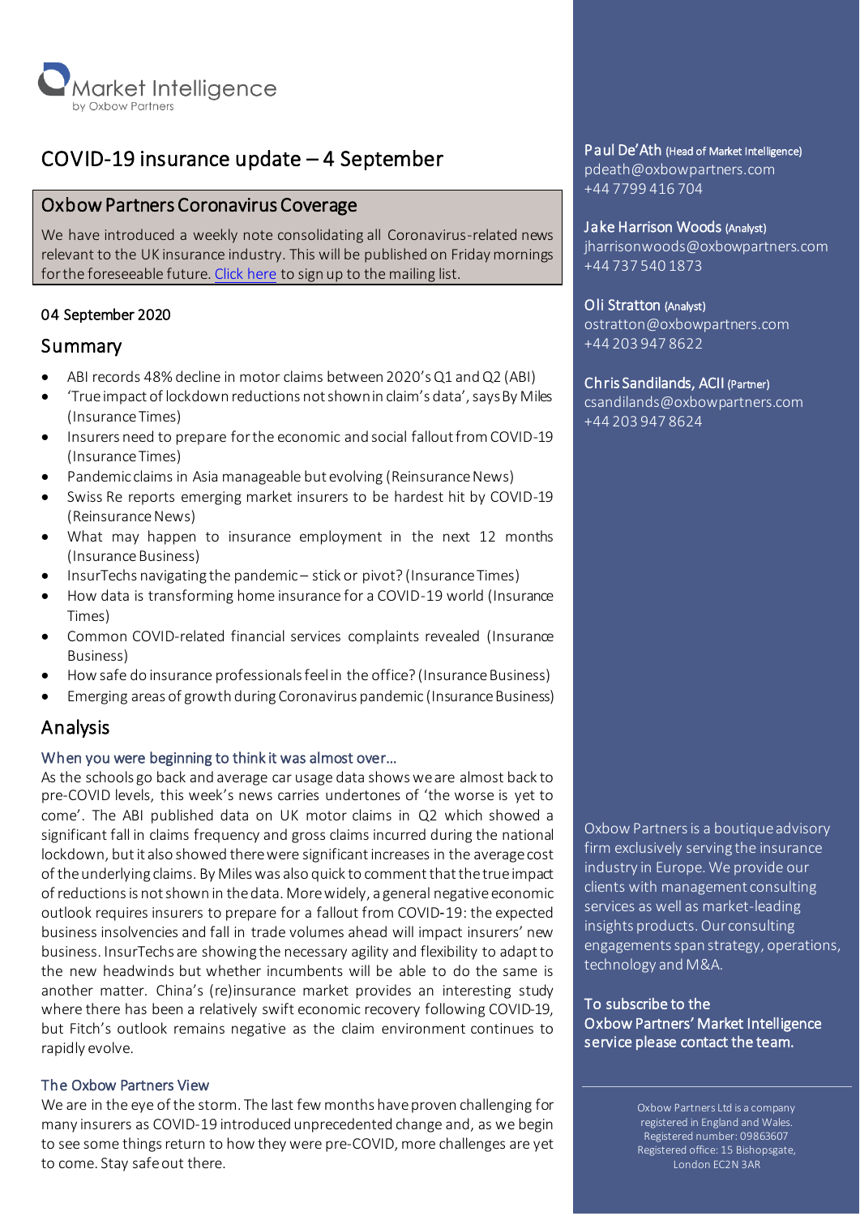Market Intelligence
by Oxbow Partners

# COVID-19 insurance update – 4 September

## Oxbow Partners Coronavirus Coverage

We have introduced a weekly note consolidating all Coronavirus-related news relevant to the UK insurance industry. This will be published on Friday mornings for the foreseeable future. [Click here] to sign up to the mailing list.

04 September 2020

## Summary

- ABI records 48% decline in motor claims between 2020's Q1 and Q2 (ABI)
- 'True impact of lockdown reductions not shown in claim's data', says By Miles (Insurance Times)
- Insurers need to prepare for the economic and social fallout from COVID-19 (Insurance Times)
- Pandemic claims in Asia manageable but evolving (Reinsurance News)
- Swiss Re reports emerging market insurers to be hardest hit by COVID-19 (Reinsurance News)
- What may happen to insurance employment in the next 12 months (Insurance Business)
- InsurTechs navigating the pandemic – stick or pivot? (Insurance Times)
- How data is transforming home insurance for a COVID-19 world (Insurance Times)
- Common COVID-related financial services complaints revealed (Insurance Business)
- How safe do insurance professionals feel in the office? (Insurance Business)
- Emerging areas of growth during Coronavirus pandemic (Insurance Business)

## Analysis

### When you were beginning to think it was almost over…

As the schools go back and average car usage data shows we are almost back to pre-COVID levels, this week's news carries undertones of 'the worse is yet to come'. The ABI published data on UK motor claims in Q2 which showed a significant fall in claims frequency and gross claims incurred during the national lockdown, but it also showed there were significant increases in the average cost of the underlying claims. By Miles was also quick to comment that the true impact of reductions is not shown in the data. More widely, a general negative economic outlook requires insurers to prepare for a fallout from COVID-19: the expected business insolvencies and fall in trade volumes ahead will impact insurers' new business. InsurTechs are showing the necessary agility and flexibility to adapt to the new headwinds but whether incumbents will be able to do the same is another matter. China's (re)insurance market provides an interesting study where there has been a relatively swift economic recovery following COVID-19, but Fitch's outlook remains negative as the claim environment continues to rapidly evolve.

### The Oxbow Partners View

We are in the eye of the storm. The last few months have proven challenging for many insurers as COVID-19 introduced unprecedented change and, as we begin to see some things return to how they were pre-COVID, more challenges are yet to come. Stay safe out there.

**Paul De'Ath** (Head of Market Intelligence)
pdeath@oxbowpartners.com
+44 7799 416 704

**Jake Harrison Woods** (Analyst)
jharrisonwoods@oxbowpartners.com
+44 737 540 1873

**Oli Stratton** (Analyst)
ostratton@oxbowpartners.com
+44 203 947 8622

**Chris Sandilands, ACII** (Partner)
csandilands@oxbowpartners.com
+44 203 947 8624

Oxbow Partners is a boutique advisory firm exclusively serving the insurance industry in Europe. We provide our clients with management consulting services as well as market-leading insights products. Our consulting engagements span strategy, operations, technology and M&A.

**To subscribe to the Oxbow Partners' Market Intelligence service please contact the team.**

Oxbow Partners Ltd is a company registered in England and Wales. Registered number: 09863607 Registered office: 15 Bishopsgate, London EC2N 3AR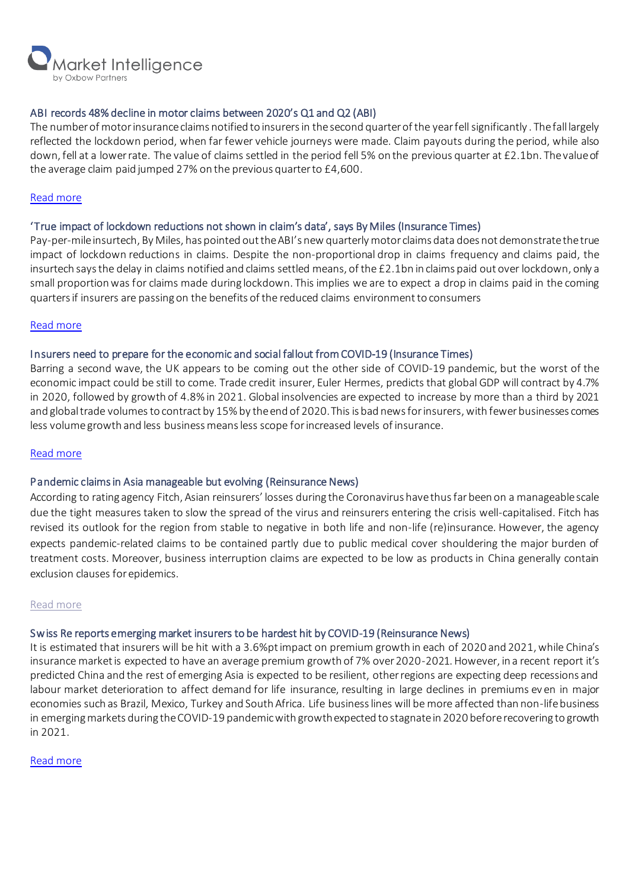### ABI records 48% decline in motor claims between 2020's Q1 and Q2 (ABI)

The number of motor insurance claims notified to insurers in the second quarter of the year fell significantly. The fall largely reflected the lockdown period, when far fewer vehicle journeys were made. Claim payouts during the period, while also down, fell at a lower rate. The value of claims settled in the period fell 5% on the previous quarter at £2.1bn. The value of the average claim paid jumped 27% on the previous quarter to £4,600.

Read more

### 'True impact of lockdown reductions not shown in claim's data', says By Miles (Insurance Times)

Pay-per-mile insurtech, By Miles, has pointed out the ABI's new quarterly motor claims data does not demonstrate the true impact of lockdown reductions in claims. Despite the non-proportional drop in claims frequency and claims paid, the insurtech says the delay in claims notified and claims settled means, of the £2.1bn in claims paid out over lockdown, only a small proportion was for claims made during lockdown. This implies we are to expect a drop in claims paid in the coming quarters if insurers are passing on the benefits of the reduced claims environment to consumers

Read more

### Insurers need to prepare for the economic and social fallout from COVID-19 (Insurance Times)

Barring a second wave, the UK appears to be coming out the other side of COVID-19 pandemic, but the worst of the economic impact could be still to come. Trade credit insurer, Euler Hermes, predicts that global GDP will contract by 4.7% in 2020, followed by growth of 4.8% in 2021. Global insolvencies are expected to increase by more than a third by 2021 and global trade volumes to contract by 15% by the end of 2020. This is bad news for insurers, with fewer businesses comes less volume growth and less business means less scope for increased levels of insurance.

Read more

### Pandemic claims in Asia manageable but evolving (Reinsurance News)

According to rating agency Fitch, Asian reinsurers' losses during the Coronavirus have thus far been on a manageable scale due the tight measures taken to slow the spread of the virus and reinsurers entering the crisis well-capitalised. Fitch has revised its outlook for the region from stable to negative in both life and non-life (re)insurance. However, the agency expects pandemic-related claims to be contained partly due to public medical cover shouldering the major burden of treatment costs. Moreover, business interruption claims are expected to be low as products in China generally contain exclusion clauses for epidemics.

Read more

### Swiss Re reports emerging market insurers to be hardest hit by COVID-19 (Reinsurance News)

It is estimated that insurers will be hit with a 3.6%pt impact on premium growth in each of 2020 and 2021, while China's insurance market is expected to have an average premium growth of 7% over 2020-2021. However, in a recent report it's predicted China and the rest of emerging Asia is expected to be resilient, other regions are expecting deep recessions and labour market deterioration to affect demand for life insurance, resulting in large declines in premiums even in major economies such as Brazil, Mexico, Turkey and South Africa. Life business lines will be more affected than non-life business in emerging markets during the COVID-19 pandemic with growth expected to stagnate in 2020 before recovering to growth in 2021.

Read more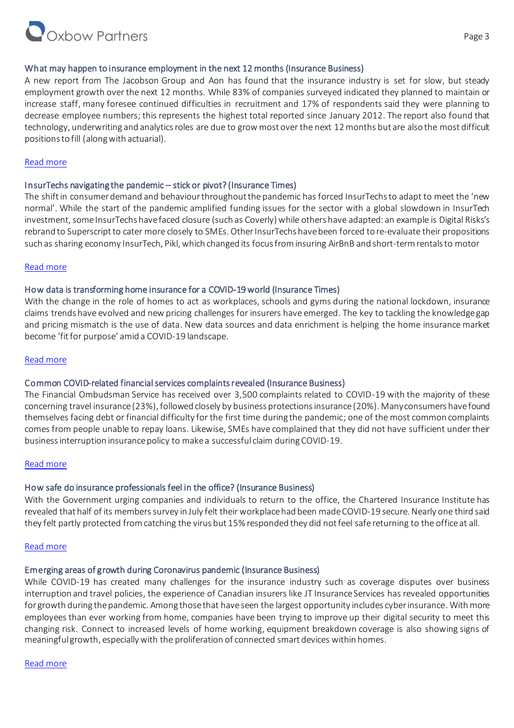### What may happen to insurance employment in the next 12 months (Insurance Business)

A new report from The Jacobson Group and Aon has found that the insurance industry is set for slow, but steady employment growth over the next 12 months. While 83% of companies surveyed indicated they planned to maintain or increase staff, many foresee continued difficulties in recruitment and 17% of respondents said they were planning to decrease employee numbers; this represents the highest total reported since January 2012. The report also found that technology, underwriting and analytics roles are due to grow most over the next 12 months but are also the most difficult positions to fill (along with actuarial).

Read more

### InsurTechs navigating the pandemic – stick or pivot? (Insurance Times)

The shift in consumer demand and behaviour throughout the pandemic has forced InsurTechs to adapt to meet the 'new normal'. While the start of the pandemic amplified funding issues for the sector with a global slowdown in InsurTech investment, some InsurTechs have faced closure (such as Coverly) while others have adapted: an example is Digital Risks's rebrand to Superscript to cater more closely to SMEs. Other InsurTechs have been forced to re-evaluate their propositions such as sharing economy InsurTech, Pikl, which changed its focus from insuring AirBnB and short-term rentals to motor

Read more

### How data is transforming home insurance for a COVID-19 world (Insurance Times)

With the change in the role of homes to act as workplaces, schools and gyms during the national lockdown, insurance claims trends have evolved and new pricing challenges for insurers have emerged. The key to tackling the knowledge gap and pricing mismatch is the use of data. New data sources and data enrichment is helping the home insurance market become 'fit for purpose' amid a COVID-19 landscape.

Read more

### Common COVID-related financial services complaints revealed (Insurance Business)

The Financial Ombudsman Service has received over 3,500 complaints related to COVID-19 with the majority of these concerning travel insurance (23%), followed closely by business protections insurance (20%). Many consumers have found themselves facing debt or financial difficulty for the first time during the pandemic; one of the most common complaints comes from people unable to repay loans. Likewise, SMEs have complained that they did not have sufficient under their business interruption insurance policy to make a successful claim during COVID-19.

Read more

### How safe do insurance professionals feel in the office? (Insurance Business)

With the Government urging companies and individuals to return to the office, the Chartered Insurance Institute has revealed that half of its members survey in July felt their workplace had been made COVID-19 secure. Nearly one third said they felt partly protected from catching the virus but 15% responded they did not feel safe returning to the office at all.

Read more

### Emerging areas of growth during Coronavirus pandemic (Insurance Business)

While COVID-19 has created many challenges for the insurance industry such as coverage disputes over business interruption and travel policies, the experience of Canadian insurers like JT Insurance Services has revealed opportunities for growth during the pandemic. Among those that have seen the largest opportunity includes cyber insurance. With more employees than ever working from home, companies have been trying to improve up their digital security to meet this changing risk. Connect to increased levels of home working, equipment breakdown coverage is also showing signs of meaningful growth, especially with the proliferation of connected smart devices within homes.

Read more